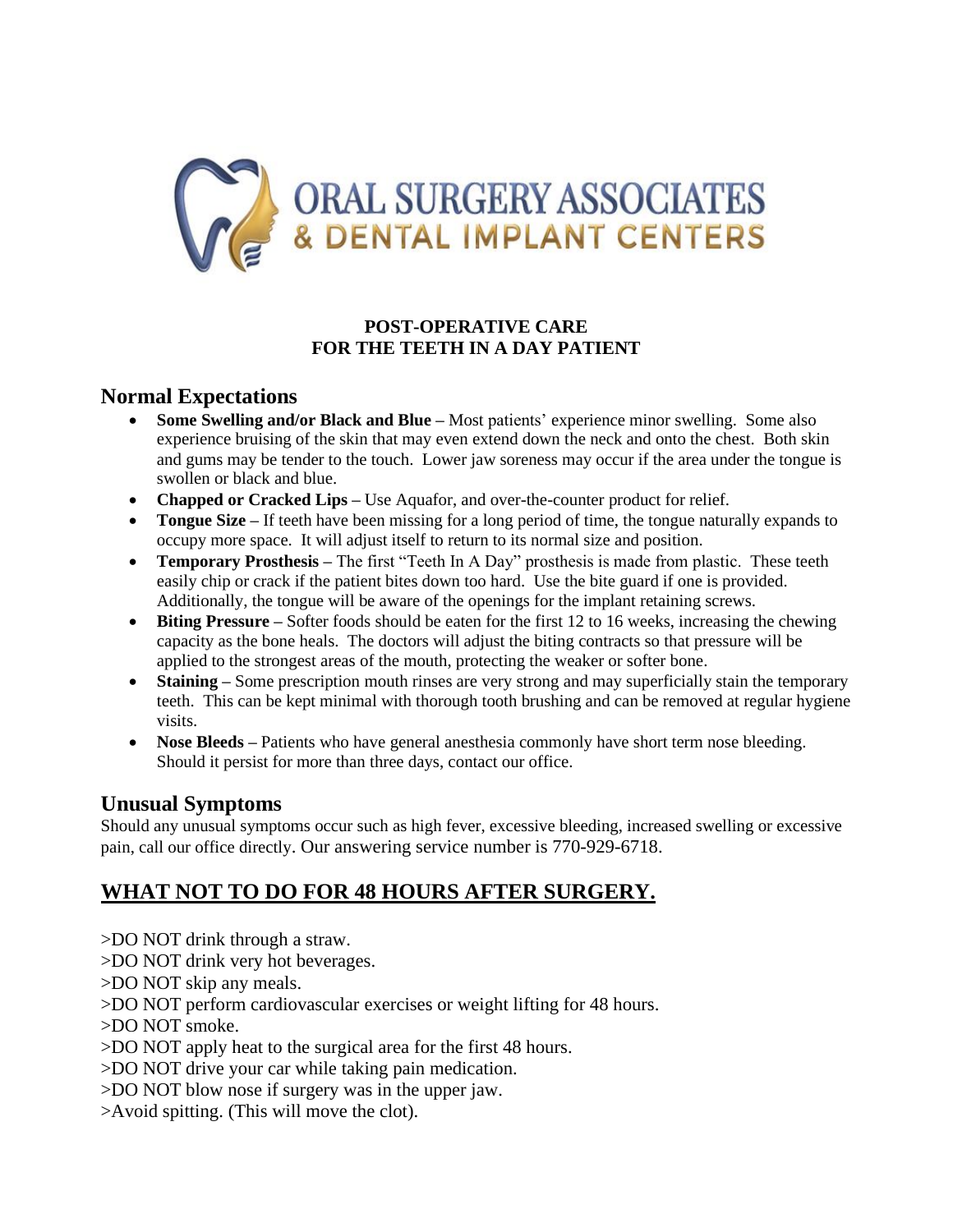# ORAL SURGERY ASSOCIATES
## & DENTAL IMPLANT CENTERS

**POST-OPERATIVE CARE**
**FOR THE TEETH IN A DAY PATIENT**

## Normal Expectations

- **Some Swelling and/or Black and Blue –** Most patients' experience minor swelling. Some also experience bruising of the skin that may even extend down the neck and onto the chest. Both skin and gums may be tender to the touch. Lower jaw soreness may occur if the area under the tongue is swollen or black and blue.
- **Chapped or Cracked Lips –** Use Aquafor, and over-the-counter product for relief.
- **Tongue Size –** If teeth have been missing for a long period of time, the tongue naturally expands to occupy more space. It will adjust itself to return to its normal size and position.
- **Temporary Prosthesis –** The first "Teeth In A Day" prosthesis is made from plastic. These teeth easily chip or crack if the patient bites down too hard. Use the bite guard if one is provided. Additionally, the tongue will be aware of the openings for the implant retaining screws.
- **Biting Pressure –** Softer foods should be eaten for the first 12 to 16 weeks, increasing the chewing capacity as the bone heals. The doctors will adjust the biting contracts so that pressure will be applied to the strongest areas of the mouth, protecting the weaker or softer bone.
- **Staining –** Some prescription mouth rinses are very strong and may superficially stain the temporary teeth. This can be kept minimal with thorough tooth brushing and can be removed at regular hygiene visits.
- **Nose Bleeds –** Patients who have general anesthesia commonly have short term nose bleeding. Should it persist for more than three days, contact our office.

## Unusual Symptoms

Should any unusual symptoms occur such as high fever, excessive bleeding, increased swelling or excessive pain, call our office directly. Our answering service number is 770-929-6718.

## <u>WHAT NOT TO DO FOR 48 HOURS AFTER SURGERY.</u>

>DO NOT drink through a straw.
>DO NOT drink very hot beverages.
>DO NOT skip any meals.
>DO NOT perform cardiovascular exercises or weight lifting for 48 hours.
>DO NOT smoke.
>DO NOT apply heat to the surgical area for the first 48 hours.
>DO NOT drive your car while taking pain medication.
>DO NOT blow nose if surgery was in the upper jaw.
>Avoid spitting. (This will move the clot).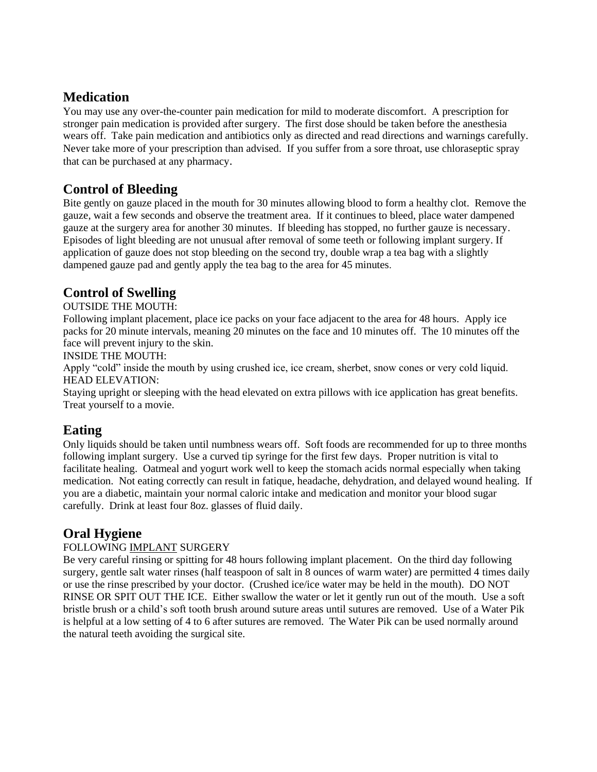## Medication

You may use any over-the-counter pain medication for mild to moderate discomfort. A prescription for stronger pain medication is provided after surgery. The first dose should be taken before the anesthesia wears off. Take pain medication and antibiotics only as directed and read directions and warnings carefully. Never take more of your prescription than advised. If you suffer from a sore throat, use chloraseptic spray that can be purchased at any pharmacy.

## Control of Bleeding

Bite gently on gauze placed in the mouth for 30 minutes allowing blood to form a healthy clot. Remove the gauze, wait a few seconds and observe the treatment area. If it continues to bleed, place water dampened gauze at the surgery area for another 30 minutes. If bleeding has stopped, no further gauze is necessary. Episodes of light bleeding are not unusual after removal of some teeth or following implant surgery. If application of gauze does not stop bleeding on the second try, double wrap a tea bag with a slightly dampened gauze pad and gently apply the tea bag to the area for 45 minutes.

## Control of Swelling

OUTSIDE THE MOUTH:

Following implant placement, place ice packs on your face adjacent to the area for 48 hours. Apply ice packs for 20 minute intervals, meaning 20 minutes on the face and 10 minutes off. The 10 minutes off the face will prevent injury to the skin.

INSIDE THE MOUTH:

Apply "cold" inside the mouth by using crushed ice, ice cream, sherbet, snow cones or very cold liquid.

HEAD ELEVATION:

Staying upright or sleeping with the head elevated on extra pillows with ice application has great benefits. Treat yourself to a movie.

## Eating

Only liquids should be taken until numbness wears off. Soft foods are recommended for up to three months following implant surgery. Use a curved tip syringe for the first few days. Proper nutrition is vital to facilitate healing. Oatmeal and yogurt work well to keep the stomach acids normal especially when taking medication. Not eating correctly can result in fatique, headache, dehydration, and delayed wound healing. If you are a diabetic, maintain your normal caloric intake and medication and monitor your blood sugar carefully. Drink at least four 8oz. glasses of fluid daily.

## Oral Hygiene

FOLLOWING <u>IMPLANT</u> SURGERY

Be very careful rinsing or spitting for 48 hours following implant placement. On the third day following surgery, gentle salt water rinses (half teaspoon of salt in 8 ounces of warm water) are permitted 4 times daily or use the rinse prescribed by your doctor. (Crushed ice/ice water may be held in the mouth). DO NOT RINSE OR SPIT OUT THE ICE. Either swallow the water or let it gently run out of the mouth. Use a soft bristle brush or a child's soft tooth brush around suture areas until sutures are removed. Use of a Water Pik is helpful at a low setting of 4 to 6 after sutures are removed. The Water Pik can be used normally around the natural teeth avoiding the surgical site.